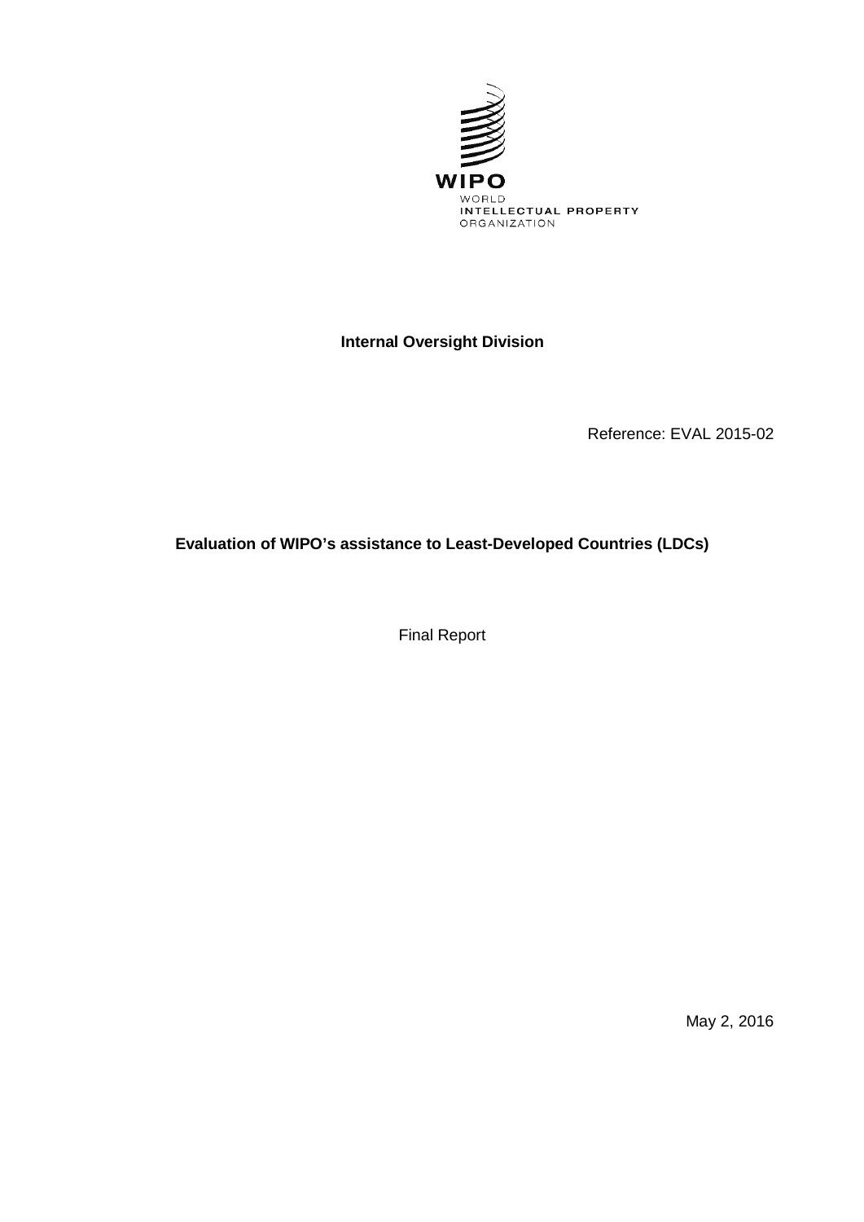WIPO

WORLD INTELLECTUAL PROPERTY ORGANIZATION

**Internal Oversight Division**

Reference: EVAL 2015-02

**Evaluation of WIPO's assistance to Least-Developed Countries (LDCs)**

Final Report

May 2, 2016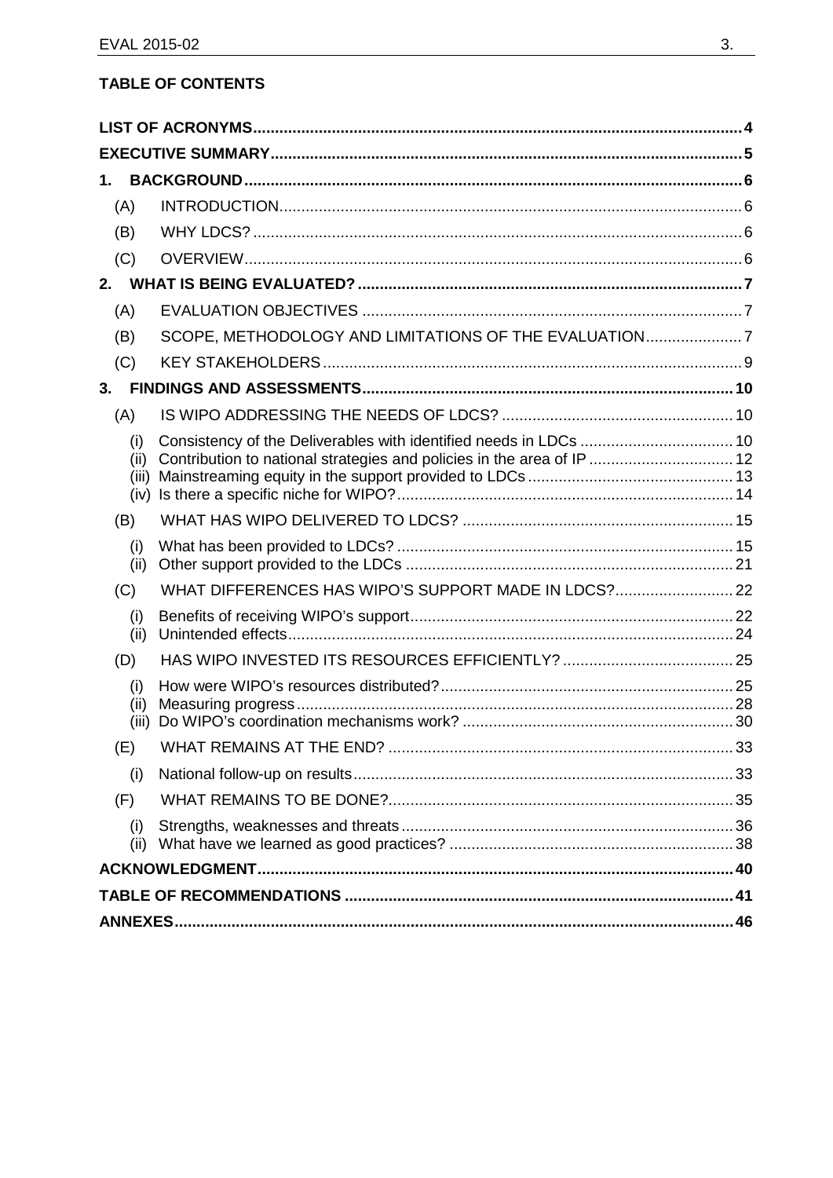**TABLE OF CONTENTS**

| | | |
|---|---|---|
| **LIST OF ACRONYMS** | | **4** |
| **EXECUTIVE SUMMARY** | | **5** |
| **1.** | **BACKGROUND** | **6** |
| (A) | INTRODUCTION | 6 |
| (B) | WHY LDCS? | 6 |
| (C) | OVERVIEW | 6 |
| **2.** | **WHAT IS BEING EVALUATED?** | **7** |
| (A) | EVALUATION OBJECTIVES | 7 |
| (B) | SCOPE, METHODOLOGY AND LIMITATIONS OF THE EVALUATION | 7 |
| (C) | KEY STAKEHOLDERS | 9 |
| **3.** | **FINDINGS AND ASSESSMENTS** | **10** |
| (A) | IS WIPO ADDRESSING THE NEEDS OF LDCS? | 10 |
| (i) | Consistency of the Deliverables with identified needs in LDCs | 10 |
| (ii) | Contribution to national strategies and policies in the area of IP | 12 |
| (iii) | Mainstreaming equity in the support provided to LDCs | 13 |
| (iv) | Is there a specific niche for WIPO? | 14 |
| (B) | WHAT HAS WIPO DELIVERED TO LDCS? | 15 |
| (i) | What has been provided to LDCs? | 15 |
| (ii) | Other support provided to the LDCs | 21 |
| (C) | WHAT DIFFERENCES HAS WIPO'S SUPPORT MADE IN LDCS? | 22 |
| (i) | Benefits of receiving WIPO's support | 22 |
| (ii) | Unintended effects | 24 |
| (D) | HAS WIPO INVESTED ITS RESOURCES EFFICIENTLY? | 25 |
| (i) | How were WIPO's resources distributed? | 25 |
| (ii) | Measuring progress | 28 |
| (iii) | Do WIPO's coordination mechanisms work? | 30 |
| (E) | WHAT REMAINS AT THE END? | 33 |
| (i) | National follow-up on results | 33 |
| (F) | WHAT REMAINS TO BE DONE? | 35 |
| (i) | Strengths, weaknesses and threats | 36 |
| (ii) | What have we learned as good practices? | 38 |
| **ACKNOWLEDGMENT** | | **40** |
| **TABLE OF RECOMMENDATIONS** | | **41** |
| **ANNEXES** | | **46** |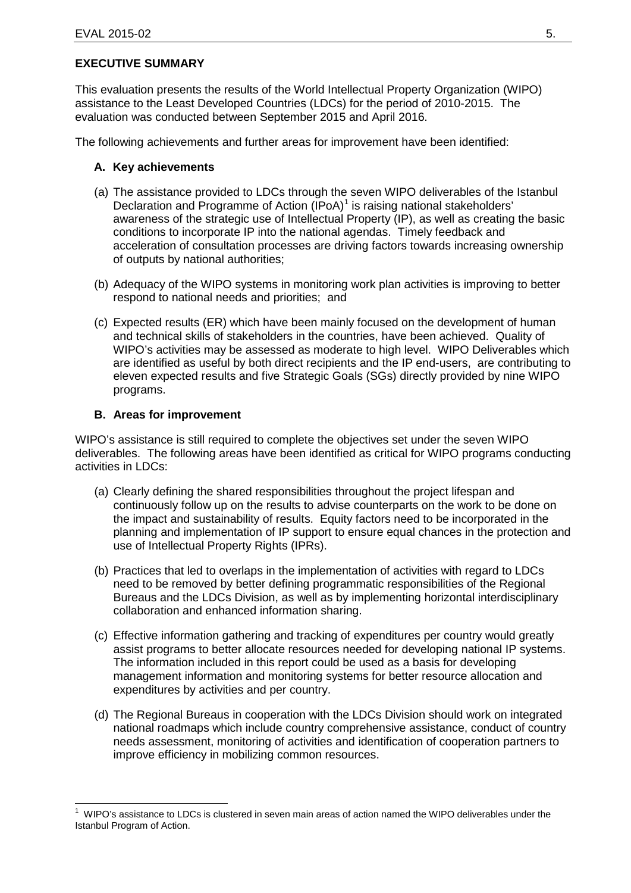## EXECUTIVE SUMMARY

This evaluation presents the results of the World Intellectual Property Organization (WIPO) assistance to the Least Developed Countries (LDCs) for the period of 2010-2015. The evaluation was conducted between September 2015 and April 2016.

The following achievements and further areas for improvement have been identified:

### A. Key achievements

(a) The assistance provided to LDCs through the seven WIPO deliverables of the Istanbul Declaration and Programme of Action (IPoA)[1] is raising national stakeholders' awareness of the strategic use of Intellectual Property (IP), as well as creating the basic conditions to incorporate IP into the national agendas. Timely feedback and acceleration of consultation processes are driving factors towards increasing ownership of outputs by national authorities;

(b) Adequacy of the WIPO systems in monitoring work plan activities is improving to better respond to national needs and priorities; and

(c) Expected results (ER) which have been mainly focused on the development of human and technical skills of stakeholders in the countries, have been achieved. Quality of WIPO's activities may be assessed as moderate to high level. WIPO Deliverables which are identified as useful by both direct recipients and the IP end-users, are contributing to eleven expected results and five Strategic Goals (SGs) directly provided by nine WIPO programs.

### B. Areas for improvement

WIPO's assistance is still required to complete the objectives set under the seven WIPO deliverables. The following areas have been identified as critical for WIPO programs conducting activities in LDCs:

(a) Clearly defining the shared responsibilities throughout the project lifespan and continuously follow up on the results to advise counterparts on the work to be done on the impact and sustainability of results. Equity factors need to be incorporated in the planning and implementation of IP support to ensure equal chances in the protection and use of Intellectual Property Rights (IPRs).

(b) Practices that led to overlaps in the implementation of activities with regard to LDCs need to be removed by better defining programmatic responsibilities of the Regional Bureaus and the LDCs Division, as well as by implementing horizontal interdisciplinary collaboration and enhanced information sharing.

(c) Effective information gathering and tracking of expenditures per country would greatly assist programs to better allocate resources needed for developing national IP systems. The information included in this report could be used as a basis for developing management information and monitoring systems for better resource allocation and expenditures by activities and per country.

(d) The Regional Bureaus in cooperation with the LDCs Division should work on integrated national roadmaps which include country comprehensive assistance, conduct of country needs assessment, monitoring of activities and identification of cooperation partners to improve efficiency in mobilizing common resources.

---

[1] WIPO's assistance to LDCs is clustered in seven main areas of action named the WIPO deliverables under the Istanbul Program of Action.